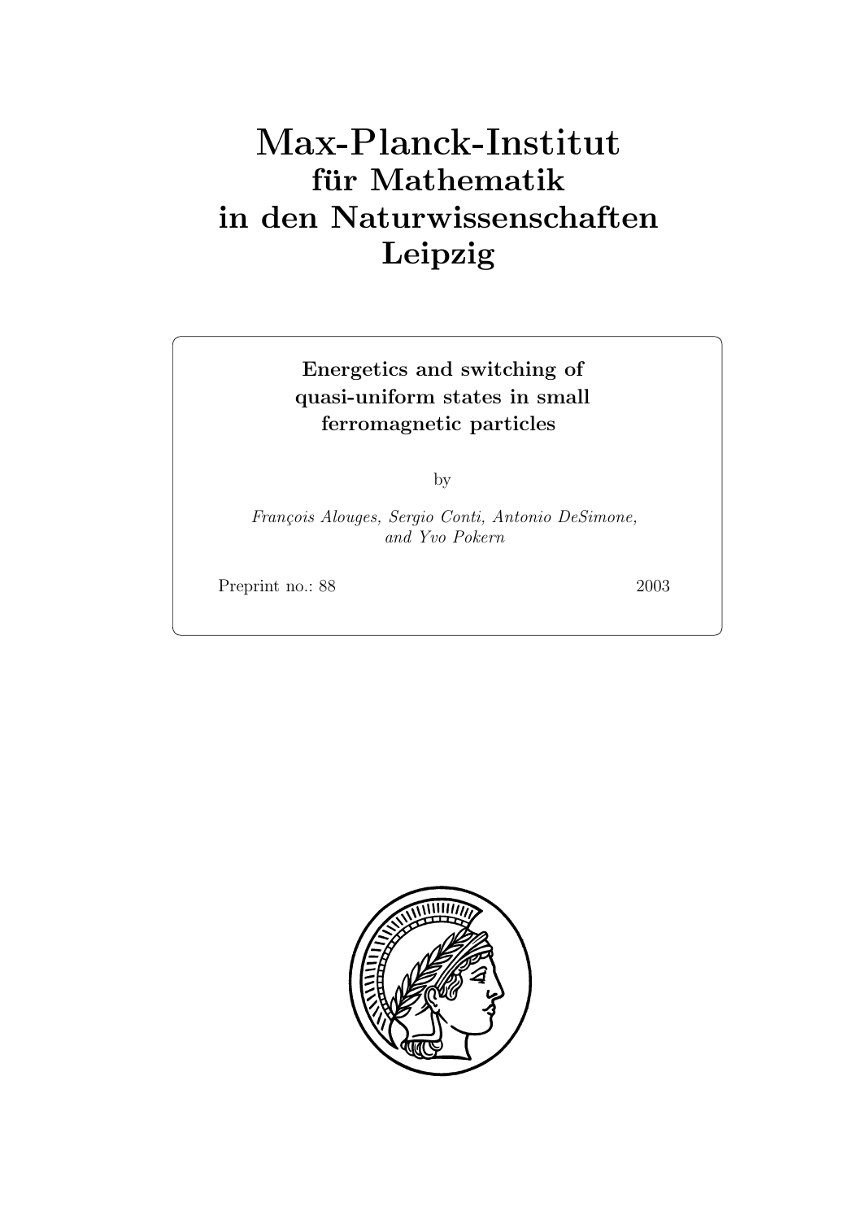# Max-Planck-Institut
## für Mathematik
## in den Naturwissenschaften
## Leipzig

**Energetics and switching of quasi-uniform states in small ferromagnetic particles**

by

*François Alouges, Sergio Conti, Antonio DeSimone, and Yvo Pokern*

Preprint no.: 88 2003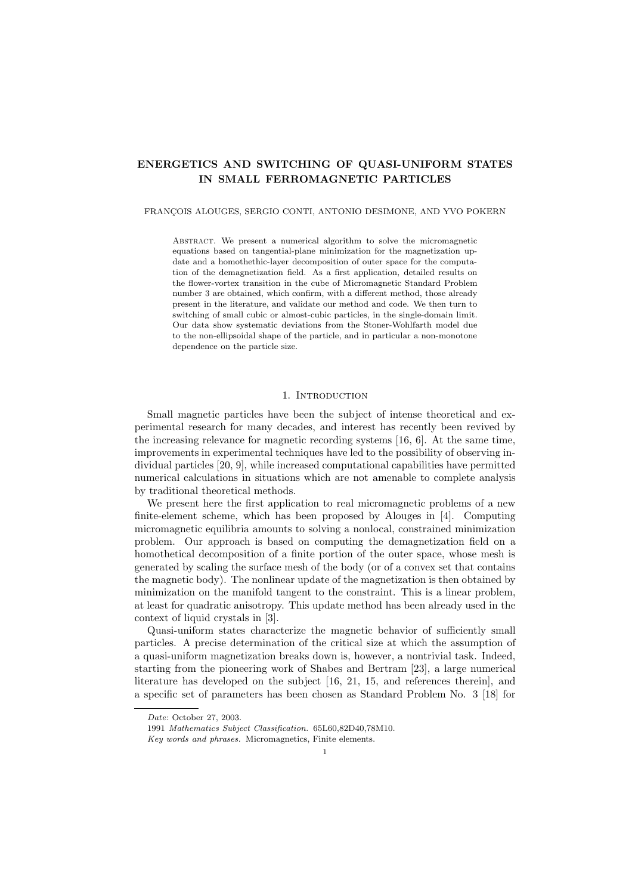# ENERGETICS AND SWITCHING OF QUASI-UNIFORM STATES IN SMALL FERROMAGNETIC PARTICLES

FRANÇOIS ALOUGES, SERGIO CONTI, ANTONIO DESIMONE, AND YVO POKERN

Abstract. We present a numerical algorithm to solve the micromagnetic equations based on tangential-plane minimization for the magnetization update and a homothethic-layer decomposition of outer space for the computation of the demagnetization field. As a first application, detailed results on the flower-vortex transition in the cube of Micromagnetic Standard Problem number 3 are obtained, which confirm, with a different method, those already present in the literature, and validate our method and code. We then turn to switching of small cubic or almost-cubic particles, in the single-domain limit. Our data show systematic deviations from the Stoner-Wohlfarth model due to the non-ellipsoidal shape of the particle, and in particular a non-monotone dependence on the particle size.

## 1. Introduction

Small magnetic particles have been the subject of intense theoretical and experimental research for many decades, and interest has recently been revived by the increasing relevance for magnetic recording systems [16, 6]. At the same time, improvements in experimental techniques have led to the possibility of observing individual particles [20, 9], while increased computational capabilities have permitted numerical calculations in situations which are not amenable to complete analysis by traditional theoretical methods.

We present here the first application to real micromagnetic problems of a new finite-element scheme, which has been proposed by Alouges in [4]. Computing micromagnetic equilibria amounts to solving a nonlocal, constrained minimization problem. Our approach is based on computing the demagnetization field on a homothetical decomposition of a finite portion of the outer space, whose mesh is generated by scaling the surface mesh of the body (or of a convex set that contains the magnetic body). The nonlinear update of the magnetization is then obtained by minimization on the manifold tangent to the constraint. This is a linear problem, at least for quadratic anisotropy. This update method has been already used in the context of liquid crystals in [3].

Quasi-uniform states characterize the magnetic behavior of sufficiently small particles. A precise determination of the critical size at which the assumption of a quasi-uniform magnetization breaks down is, however, a nontrivial task. Indeed, starting from the pioneering work of Shabes and Bertram [23], a large numerical literature has developed on the subject [16, 21, 15, and references therein], and a specific set of parameters has been chosen as Standard Problem No. 3 [18] for

---

*Date*: October 27, 2003.

1991 *Mathematics Subject Classification.* 65L60,82D40,78M10.

*Key words and phrases.* Micromagnetics, Finite elements.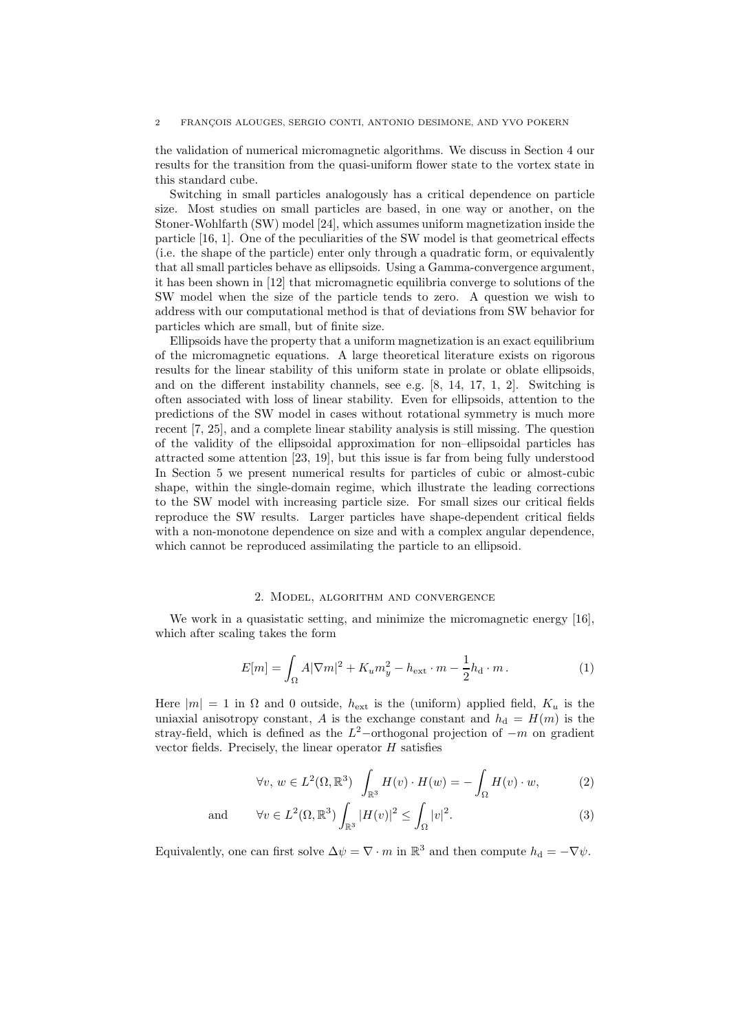the validation of numerical micromagnetic algorithms. We discuss in Section 4 our results for the transition from the quasi-uniform flower state to the vortex state in this standard cube.

Switching in small particles analogously has a critical dependence on particle size. Most studies on small particles are based, in one way or another, on the Stoner-Wohlfarth (SW) model [24], which assumes uniform magnetization inside the particle [16, 1]. One of the peculiarities of the SW model is that geometrical effects (i.e. the shape of the particle) enter only through a quadratic form, or equivalently that all small particles behave as ellipsoids. Using a Gamma-convergence argument, it has been shown in [12] that micromagnetic equilibria converge to solutions of the SW model when the size of the particle tends to zero. A question we wish to address with our computational method is that of deviations from SW behavior for particles which are small, but of finite size.

Ellipsoids have the property that a uniform magnetization is an exact equilibrium of the micromagnetic equations. A large theoretical literature exists on rigorous results for the linear stability of this uniform state in prolate or oblate ellipsoids, and on the different instability channels, see e.g. [8, 14, 17, 1, 2]. Switching is often associated with loss of linear stability. Even for ellipsoids, attention to the predictions of the SW model in cases without rotational symmetry is much more recent [7, 25], and a complete linear stability analysis is still missing. The question of the validity of the ellipsoidal approximation for non–ellipsoidal particles has attracted some attention [23, 19], but this issue is far from being fully understood In Section 5 we present numerical results for particles of cubic or almost-cubic shape, within the single-domain regime, which illustrate the leading corrections to the SW model with increasing particle size. For small sizes our critical fields reproduce the SW results. Larger particles have shape-dependent critical fields with a non-monotone dependence on size and with a complex angular dependence, which cannot be reproduced assimilating the particle to an ellipsoid.

## 2. Model, algorithm and convergence

We work in a quasistatic setting, and minimize the micromagnetic energy [16], which after scaling takes the form

$$E[m] = \int_\Omega A|\nabla m|^2 + K_u m_y^2 - h_{\mathrm{ext}} \cdot m - \frac{1}{2} h_{\mathrm{d}} \cdot m \,. \tag{1}$$

Here $|m| = 1$ in $\Omega$ and 0 outside, $h_{\mathrm{ext}}$ is the (uniform) applied field, $K_u$ is the uniaxial anisotropy constant, $A$ is the exchange constant and $h_{\mathrm{d}} = H(m)$ is the stray-field, which is defined as the $L^2-$orthogonal projection of $-m$ on gradient vector fields. Precisely, the linear operator $H$ satisfies

$$\forall v,\, w \in L^2(\Omega, \mathbb{R}^3) \quad \int_{\mathbb{R}^3} H(v) \cdot H(w) = -\int_\Omega H(v) \cdot w, \tag{2}$$

$$\text{and} \qquad \forall v \in L^2(\Omega, \mathbb{R}^3) \int_{\mathbb{R}^3} |H(v)|^2 \le \int_\Omega |v|^2. \tag{3}$$

Equivalently, one can first solve $\Delta \psi = \nabla \cdot m$ in $\mathbb{R}^3$ and then compute $h_{\mathrm{d}} = -\nabla \psi$.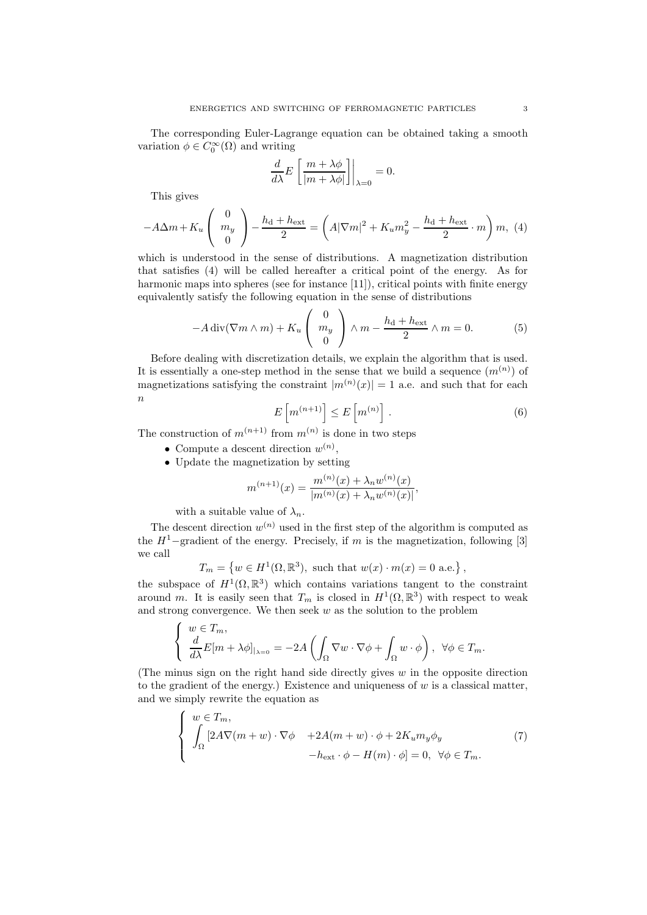The corresponding Euler-Lagrange equation can be obtained taking a smooth variation $\phi \in C_0^\infty(\Omega)$ and writing

$$\frac{d}{d\lambda} E\left[\frac{m+\lambda\phi}{|m+\lambda\phi|}\right]\Big|_{\lambda=0} = 0.$$

This gives

$$-A\Delta m + K_u \begin{pmatrix} 0 \\ m_y \\ 0 \end{pmatrix} - \frac{h_{\rm d} + h_{\rm ext}}{2} = \left(A|\nabla m|^2 + K_u m_y^2 - \frac{h_{\rm d} + h_{\rm ext}}{2} \cdot m\right) m, \quad (4)$$

which is understood in the sense of distributions. A magnetization distribution that satisfies (4) will be called hereafter a critical point of the energy. As for harmonic maps into spheres (see for instance [11]), critical points with finite energy equivalently satisfy the following equation in the sense of distributions

$$-A\,\mathrm{div}(\nabla m \wedge m) + K_u \begin{pmatrix} 0 \\ m_y \\ 0 \end{pmatrix} \wedge m - \frac{h_{\rm d} + h_{\rm ext}}{2} \wedge m = 0. \quad (5)$$

Before dealing with discretization details, we explain the algorithm that is used. It is essentially a one-step method in the sense that we build a sequence $(m^{(n)})$ of magnetizations satisfying the constraint $|m^{(n)}(x)| = 1$ a.e. and such that for each $n$

$$E\left[m^{(n+1)}\right] \le E\left[m^{(n)}\right]. \quad (6)$$

The construction of $m^{(n+1)}$ from $m^{(n)}$ is done in two steps

- Compute a descent direction $w^{(n)}$,
- Update the magnetization by setting

$$m^{(n+1)}(x) = \frac{m^{(n)}(x) + \lambda_n w^{(n)}(x)}{|m^{(n)}(x) + \lambda_n w^{(n)}(x)|},$$

  with a suitable value of $\lambda_n$.

The descent direction $w^{(n)}$ used in the first step of the algorithm is computed as the $H^1-$gradient of the energy. Precisely, if $m$ is the magnetization, following [3] we call

$$T_m = \left\{w \in H^1(\Omega, \mathbb{R}^3), \text{ such that } w(x)\cdot m(x) = 0 \text{ a.e.}\right\},$$

the subspace of $H^1(\Omega, \mathbb{R}^3)$ which contains variations tangent to the constraint around $m$. It is easily seen that $T_m$ is closed in $H^1(\Omega, \mathbb{R}^3)$ with respect to weak and strong convergence. We then seek $w$ as the solution to the problem

$$\begin{cases} w \in T_m, \\ \dfrac{d}{d\lambda} E[m+\lambda\phi]_{|_{\lambda=0}} = -2A\left(\displaystyle\int_\Omega \nabla w \cdot \nabla \phi + \int_\Omega w \cdot \phi\right), \ \forall \phi \in T_m. \end{cases}$$

(The minus sign on the right hand side directly gives $w$ in the opposite direction to the gradient of the energy.) Existence and uniqueness of $w$ is a classical matter, and we simply rewrite the equation as

$$\begin{cases} w \in T_m, \\ \displaystyle\int_\Omega [2A\nabla(m+w)\cdot\nabla\phi \quad + 2A(m+w)\cdot\phi + 2K_u m_y \phi_y \\ \qquad\qquad\qquad\qquad - h_{\rm ext}\cdot\phi - H(m)\cdot\phi] = 0, \ \forall \phi \in T_m. \end{cases} \quad (7)$$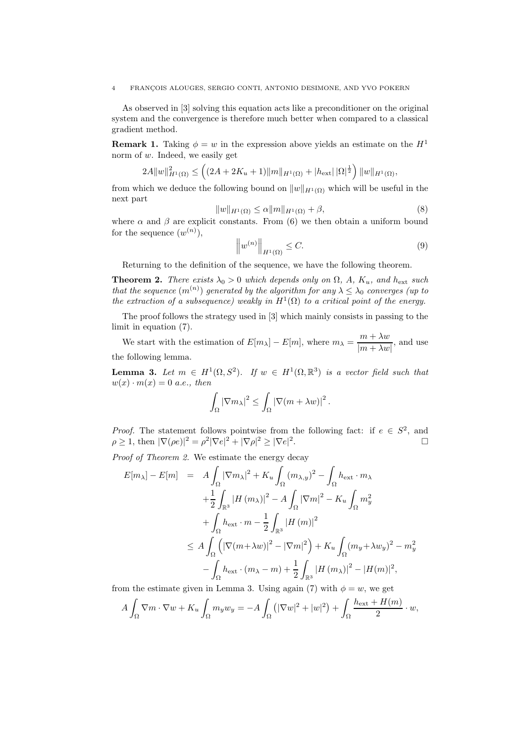As observed in [3] solving this equation acts like a preconditioner on the original system and the convergence is therefore much better when compared to a classical gradient method.

**Remark 1.** Taking $\phi = w$ in the expression above yields an estimate on the $H^1$ norm of $w$. Indeed, we easily get

$$2A\|w\|^2_{H^1(\Omega)} \leq \left( (2A + 2K_u + 1)\|m\|_{H^1(\Omega)} + |h_{\text{ext}}|\,|\Omega|^{\frac{1}{2}} \right) \|w\|_{H^1(\Omega)},$$

from which we deduce the following bound on $\|w\|_{H^1(\Omega)}$ which will be useful in the next part

$$\|w\|_{H^1(\Omega)} \leq \alpha \|m\|_{H^1(\Omega)} + \beta, \tag{8}$$

where $\alpha$ and $\beta$ are explicit constants. From (6) we then obtain a uniform bound for the sequence $(w^{(n)})$,

$$\left\| w^{(n)} \right\|_{H^1(\Omega)} \leq C. \tag{9}$$

Returning to the definition of the sequence, we have the following theorem.

**Theorem 2.** *There exists $\lambda_0 > 0$ which depends only on $\Omega$, $A$, $K_u$, and $h_{\text{ext}}$ such that the sequence $(m^{(n)})$ generated by the algorithm for any $\lambda \leq \lambda_0$ converges (up to the extraction of a subsequence) weakly in $H^1(\Omega)$ to a critical point of the energy.*

The proof follows the strategy used in [3] which mainly consists in passing to the limit in equation (7).

We start with the estimation of $E[m_\lambda] - E[m]$, where $m_\lambda = \dfrac{m + \lambda w}{|m + \lambda w|}$, and use the following lemma.

**Lemma 3.** *Let $m \in H^1(\Omega, S^2)$. If $w \in H^1(\Omega, \mathbb{R}^3)$ is a vector field such that $w(x) \cdot m(x) = 0$ a.e., then*

$$\int_\Omega |\nabla m_\lambda|^2 \leq \int_\Omega |\nabla (m + \lambda w)|^2 .$$

*Proof.* The statement follows pointwise from the following fact: if $e \in S^2$, and $\rho \geq 1$, then $|\nabla(\rho e)|^2 = \rho^2 |\nabla e|^2 + |\nabla \rho|^2 \geq |\nabla e|^2$. □

*Proof of Theorem 2.* We estimate the energy decay

$$\begin{aligned}
E[m_\lambda] - E[m] &= A \int_\Omega |\nabla m_\lambda|^2 + K_u \int_\Omega (m_{\lambda,y})^2 - \int_\Omega h_{\text{ext}} \cdot m_\lambda \\
&\quad + \frac{1}{2} \int_{\mathbb{R}^3} |H(m_\lambda)|^2 - A \int_\Omega |\nabla m|^2 - K_u \int_\Omega m_y^2 \\
&\quad + \int_\Omega h_{\text{ext}} \cdot m - \frac{1}{2} \int_{\mathbb{R}^3} |H(m)|^2 \\
&\leq A \int_\Omega \left( |\nabla (m + \lambda w)|^2 - |\nabla m|^2 \right) + K_u \int_\Omega (m_y + \lambda w_y)^2 - m_y^2 \\
&\quad - \int_\Omega h_{\text{ext}} \cdot (m_\lambda - m) + \frac{1}{2} \int_{\mathbb{R}^3} |H(m_\lambda)|^2 - |H(m)|^2,
\end{aligned}$$

from the estimate given in Lemma 3. Using again (7) with $\phi = w$, we get

$$A \int_\Omega \nabla m \cdot \nabla w + K_u \int_\Omega m_y w_y = -A \int_\Omega \left( |\nabla w|^2 + |w|^2 \right) + \int_\Omega \frac{h_{\text{ext}} + H(m)}{2} \cdot w,$$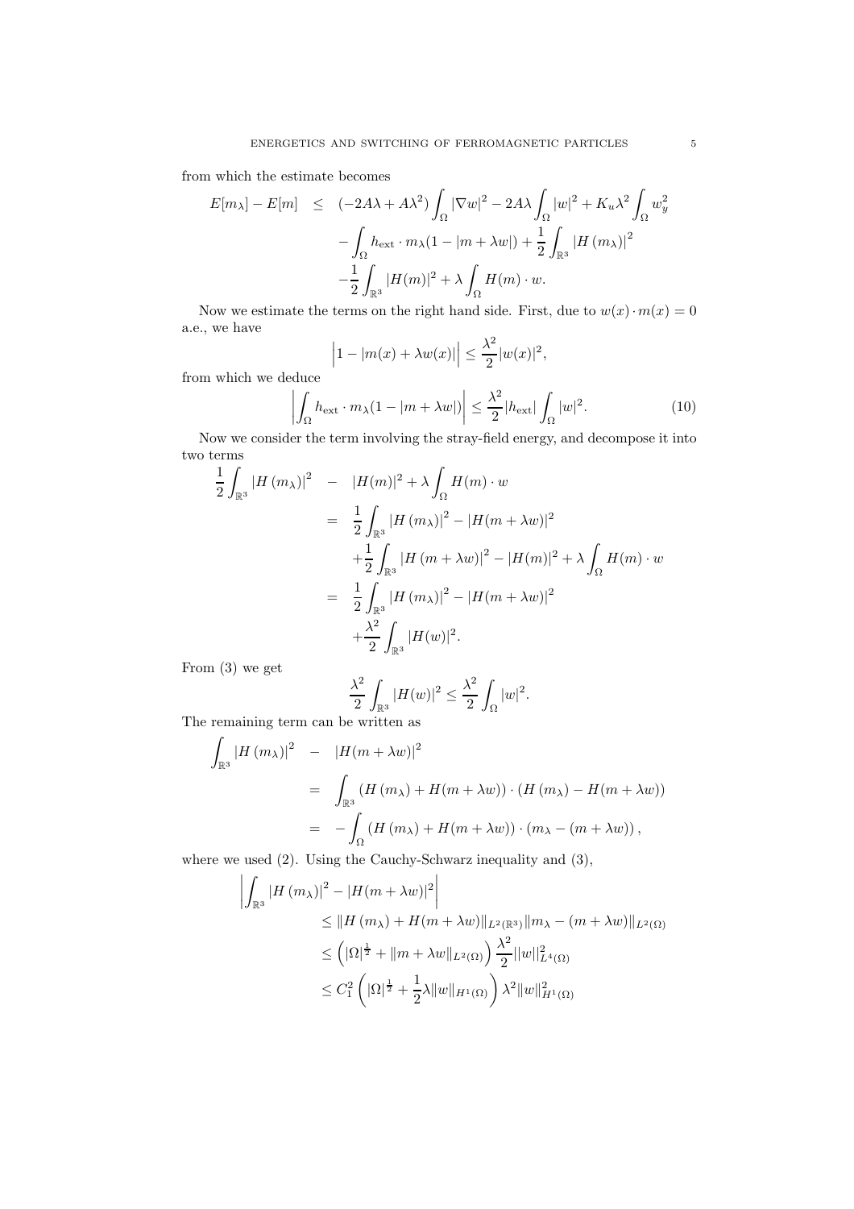from which the estimate becomes

$$
\begin{aligned}
E[m_\lambda] - E[m] \quad \leq \quad & (-2A\lambda + A\lambda^2) \int_\Omega |\nabla w|^2 - 2A\lambda \int_\Omega |w|^2 + K_u \lambda^2 \int_\Omega w_y^2 \\
& - \int_\Omega h_{\text{ext}} \cdot m_\lambda (1 - |m + \lambda w|) + \frac{1}{2} \int_{\mathbb{R}^3} |H(m_\lambda)|^2 \\
& - \frac{1}{2} \int_{\mathbb{R}^3} |H(m)|^2 + \lambda \int_\Omega H(m) \cdot w.
\end{aligned}
$$

Now we estimate the terms on the right hand side. First, due to $w(x) \cdot m(x) = 0$ a.e., we have

$$
\Big| 1 - |m(x) + \lambda w(x)| \Big| \leq \frac{\lambda^2}{2} |w(x)|^2,
$$

from which we deduce

$$
\left| \int_\Omega h_{\text{ext}} \cdot m_\lambda (1 - |m + \lambda w|) \right| \leq \frac{\lambda^2}{2} |h_{\text{ext}}| \int_\Omega |w|^2. \tag{10}
$$

Now we consider the term involving the stray-field energy, and decompose it into two terms

$$
\begin{aligned}
\frac{1}{2} \int_{\mathbb{R}^3} |H(m_\lambda)|^2 \quad - \quad & |H(m)|^2 + \lambda \int_\Omega H(m) \cdot w \\
= \quad & \frac{1}{2} \int_{\mathbb{R}^3} |H(m_\lambda)|^2 - |H(m + \lambda w)|^2 \\
& + \frac{1}{2} \int_{\mathbb{R}^3} |H(m + \lambda w)|^2 - |H(m)|^2 + \lambda \int_\Omega H(m) \cdot w \\
= \quad & \frac{1}{2} \int_{\mathbb{R}^3} |H(m_\lambda)|^2 - |H(m + \lambda w)|^2 \\
& + \frac{\lambda^2}{2} \int_{\mathbb{R}^3} |H(w)|^2.
\end{aligned}
$$

From (3) we get

$$
\frac{\lambda^2}{2} \int_{\mathbb{R}^3} |H(w)|^2 \leq \frac{\lambda^2}{2} \int_\Omega |w|^2.
$$

The remaining term can be written as

$$
\begin{aligned}
\int_{\mathbb{R}^3} |H(m_\lambda)|^2 \quad - \quad & |H(m + \lambda w)|^2 \\
= \quad & \int_{\mathbb{R}^3} (H(m_\lambda) + H(m + \lambda w)) \cdot (H(m_\lambda) - H(m + \lambda w)) \\
= \quad & - \int_\Omega (H(m_\lambda) + H(m + \lambda w)) \cdot (m_\lambda - (m + \lambda w)),
\end{aligned}
$$

where we used (2). Using the Cauchy-Schwarz inequality and (3),

$$
\begin{aligned}
\left| \int_{\mathbb{R}^3} |H(m_\lambda)|^2 - |H(m + \lambda w)|^2 \right| & \\
& \leq \|H(m_\lambda) + H(m + \lambda w)\|_{L^2(\mathbb{R}^3)} \|m_\lambda - (m + \lambda w)\|_{L^2(\Omega)} \\
& \leq \left( |\Omega|^{\frac{1}{2}} + \|m + \lambda w\|_{L^2(\Omega)} \right) \frac{\lambda^2}{2} \|w\|_{L^4(\Omega)}^2 \\
& \leq C_1^2 \left( |\Omega|^{\frac{1}{2}} + \frac{1}{2} \lambda \|w\|_{H^1(\Omega)} \right) \lambda^2 \|w\|_{H^1(\Omega)}^2
\end{aligned}
$$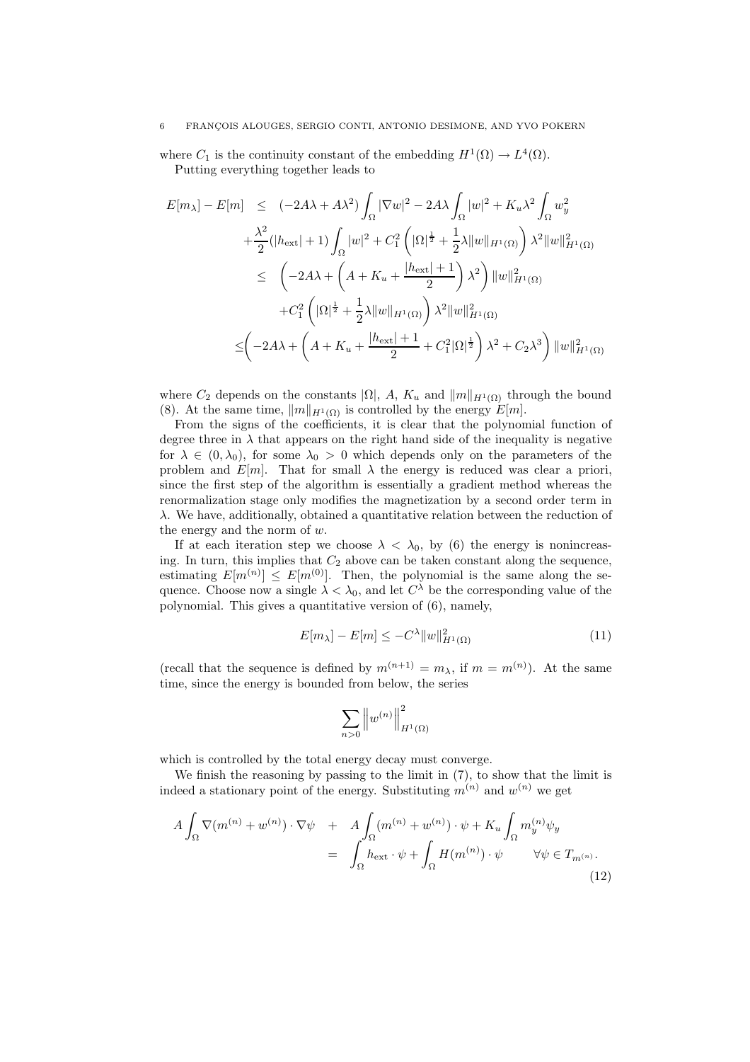where $C_1$ is the continuity constant of the embedding $H^1(\Omega) \to L^4(\Omega)$.

Putting everything together leads to

$$
\begin{aligned}
E[m_\lambda] - E[m] \quad &\leq \quad (-2A\lambda + A\lambda^2) \int_\Omega |\nabla w|^2 - 2A\lambda \int_\Omega |w|^2 + K_u \lambda^2 \int_\Omega w_y^2 \\
&\quad + \frac{\lambda^2}{2}(|h_{\text{ext}}| + 1) \int_\Omega |w|^2 + C_1^2 \left( |\Omega|^{\frac{1}{2}} + \frac{1}{2}\lambda \|w\|_{H^1(\Omega)} \right) \lambda^2 \|w\|^2_{H^1(\Omega)} \\
&\leq \quad \left( -2A\lambda + \left( A + K_u + \frac{|h_{\text{ext}}| + 1}{2} \right) \lambda^2 \right) \|w\|^2_{H^1(\Omega)} \\
&\quad + C_1^2 \left( |\Omega|^{\frac{1}{2}} + \frac{1}{2}\lambda \|w\|_{H^1(\Omega)} \right) \lambda^2 \|w\|^2_{H^1(\Omega)} \\
&\leq \left( -2A\lambda + \left( A + K_u + \frac{|h_{\text{ext}}| + 1}{2} + C_1^2 |\Omega|^{\frac{1}{2}} \right) \lambda^2 + C_2 \lambda^3 \right) \|w\|^2_{H^1(\Omega)}
\end{aligned}
$$

where $C_2$ depends on the constants $|\Omega|$, $A$, $K_u$ and $\|m\|_{H^1(\Omega)}$ through the bound (8). At the same time, $\|m\|_{H^1(\Omega)}$ is controlled by the energy $E[m]$.

From the signs of the coefficients, it is clear that the polynomial function of degree three in $\lambda$ that appears on the right hand side of the inequality is negative for $\lambda \in (0, \lambda_0)$, for some $\lambda_0 > 0$ which depends only on the parameters of the problem and $E[m]$. That for small $\lambda$ the energy is reduced was clear a priori, since the first step of the algorithm is essentially a gradient method whereas the renormalization stage only modifies the magnetization by a second order term in $\lambda$. We have, additionally, obtained a quantitative relation between the reduction of the energy and the norm of $w$.

If at each iteration step we choose $\lambda < \lambda_0$, by (6) the energy is nonincreasing. In turn, this implies that $C_2$ above can be taken constant along the sequence, estimating $E[m^{(n)}] \leq E[m^{(0)}]$. Then, the polynomial is the same along the sequence. Choose now a single $\lambda < \lambda_0$, and let $C^\lambda$ be the corresponding value of the polynomial. This gives a quantitative version of (6), namely,

$$
E[m_\lambda] - E[m] \leq -C^\lambda \|w\|^2_{H^1(\Omega)} \tag{11}
$$

(recall that the sequence is defined by $m^{(n+1)} = m_\lambda$, if $m = m^{(n)}$). At the same time, since the energy is bounded from below, the series

$$
\sum_{n>0} \left\| w^{(n)} \right\|^2_{H^1(\Omega)}
$$

which is controlled by the total energy decay must converge.

We finish the reasoning by passing to the limit in (7), to show that the limit is indeed a stationary point of the energy. Substituting $m^{(n)}$ and $w^{(n)}$ we get

$$
\begin{aligned}
A \int_\Omega \nabla(m^{(n)} + w^{(n)}) \cdot \nabla \psi \quad &+ \quad A \int_\Omega (m^{(n)} + w^{(n)}) \cdot \psi + K_u \int_\Omega m_y^{(n)} \psi_y \\
&= \quad \int_\Omega h_{\text{ext}} \cdot \psi + \int_\Omega H(m^{(n)}) \cdot \psi \qquad \forall \psi \in T_{m^{(n)}}.
\end{aligned} \tag{12}
$$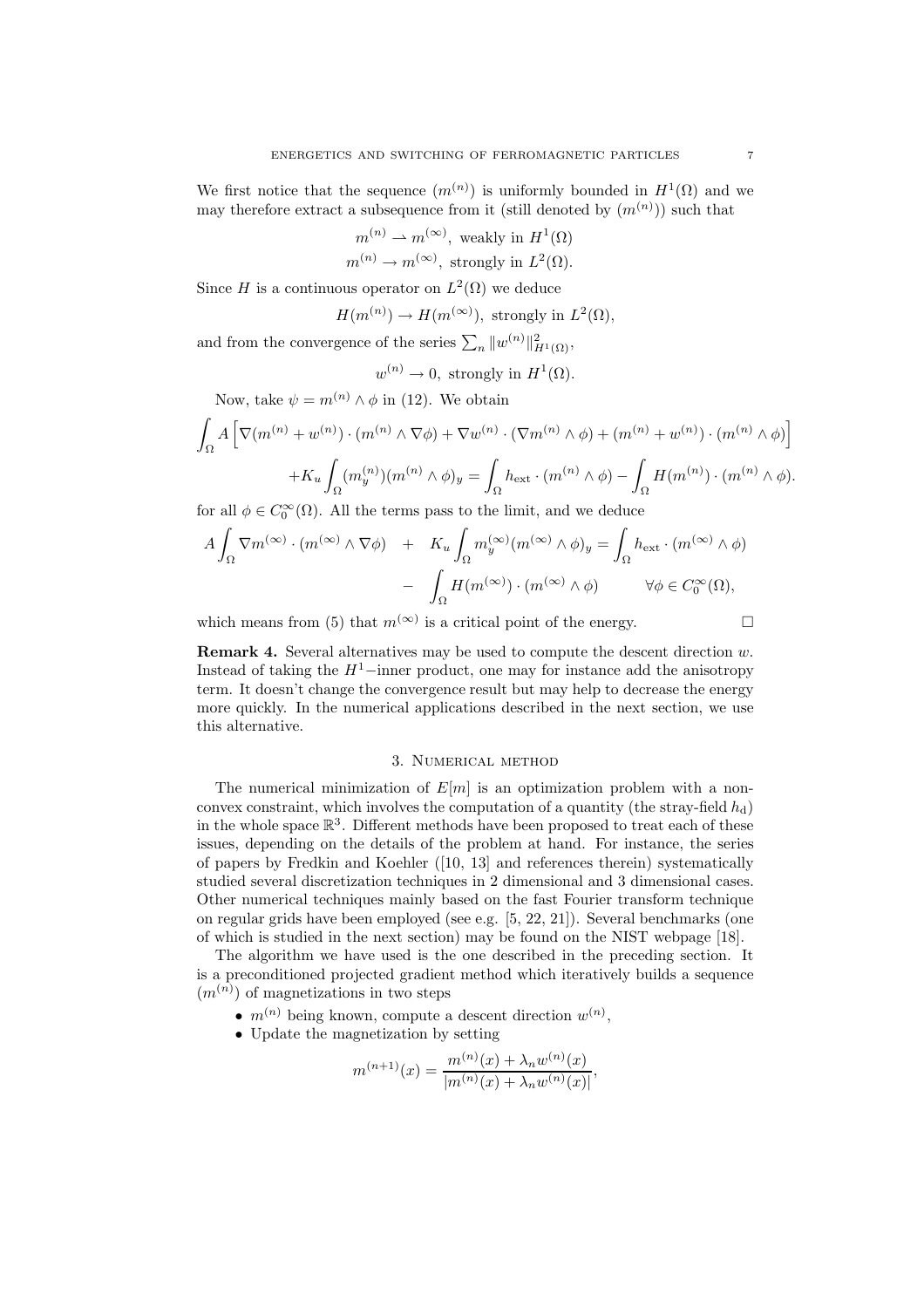We first notice that the sequence $(m^{(n)})$ is uniformly bounded in $H^1(\Omega)$ and we may therefore extract a subsequence from it (still denoted by $(m^{(n)})$) such that

$$m^{(n)} \rightharpoonup m^{(\infty)}, \text{ weakly in } H^1(\Omega)$$
$$m^{(n)} \to m^{(\infty)}, \text{ strongly in } L^2(\Omega).$$

Since $H$ is a continuous operator on $L^2(\Omega)$ we deduce

$$H(m^{(n)}) \to H(m^{(\infty)}), \text{ strongly in } L^2(\Omega),$$

and from the convergence of the series $\sum_n \|w^{(n)}\|^2_{H^1(\Omega)}$,

$$w^{(n)} \to 0, \text{ strongly in } H^1(\Omega).$$

Now, take $\psi = m^{(n)} \wedge \phi$ in (12). We obtain

$$\int_\Omega A\left[\nabla(m^{(n)} + w^{(n)}) \cdot (m^{(n)} \wedge \nabla\phi) + \nabla w^{(n)} \cdot (\nabla m^{(n)} \wedge \phi) + (m^{(n)} + w^{(n)}) \cdot (m^{(n)} \wedge \phi)\right]$$
$$+K_u \int_\Omega (m_y^{(n)})(m^{(n)} \wedge \phi)_y = \int_\Omega h_{\text{ext}} \cdot (m^{(n)} \wedge \phi) - \int_\Omega H(m^{(n)}) \cdot (m^{(n)} \wedge \phi).$$

for all $\phi \in C_0^\infty(\Omega)$. All the terms pass to the limit, and we deduce

$$A\int_\Omega \nabla m^{(\infty)} \cdot (m^{(\infty)} \wedge \nabla\phi) \quad + \quad K_u \int_\Omega m_y^{(\infty)}(m^{(\infty)} \wedge \phi)_y = \int_\Omega h_{\text{ext}} \cdot (m^{(\infty)} \wedge \phi)$$
$$- \quad \int_\Omega H(m^{(\infty)}) \cdot (m^{(\infty)} \wedge \phi) \qquad \forall \phi \in C_0^\infty(\Omega),$$

which means from (5) that $m^{(\infty)}$ is a critical point of the energy. □

**Remark 4.** Several alternatives may be used to compute the descent direction $w$. Instead of taking the $H^1$−inner product, one may for instance add the anisotropy term. It doesn't change the convergence result but may help to decrease the energy more quickly. In the numerical applications described in the next section, we use this alternative.

## 3. Numerical method

The numerical minimization of $E[m]$ is an optimization problem with a non-convex constraint, which involves the computation of a quantity (the stray-field $h_d$) in the whole space $\mathbb{R}^3$. Different methods have been proposed to treat each of these issues, depending on the details of the problem at hand. For instance, the series of papers by Fredkin and Koehler ([10, 13] and references therein) systematically studied several discretization techniques in 2 dimensional and 3 dimensional cases. Other numerical techniques mainly based on the fast Fourier transform technique on regular grids have been employed (see e.g. [5, 22, 21]). Several benchmarks (one of which is studied in the next section) may be found on the NIST webpage [18].

The algorithm we have used is the one described in the preceding section. It is a preconditioned projected gradient method which iteratively builds a sequence $(m^{(n)})$ of magnetizations in two steps

- $m^{(n)}$ being known, compute a descent direction $w^{(n)}$,
- Update the magnetization by setting

$$m^{(n+1)}(x) = \frac{m^{(n)}(x) + \lambda_n w^{(n)}(x)}{|m^{(n)}(x) + \lambda_n w^{(n)}(x)|},$$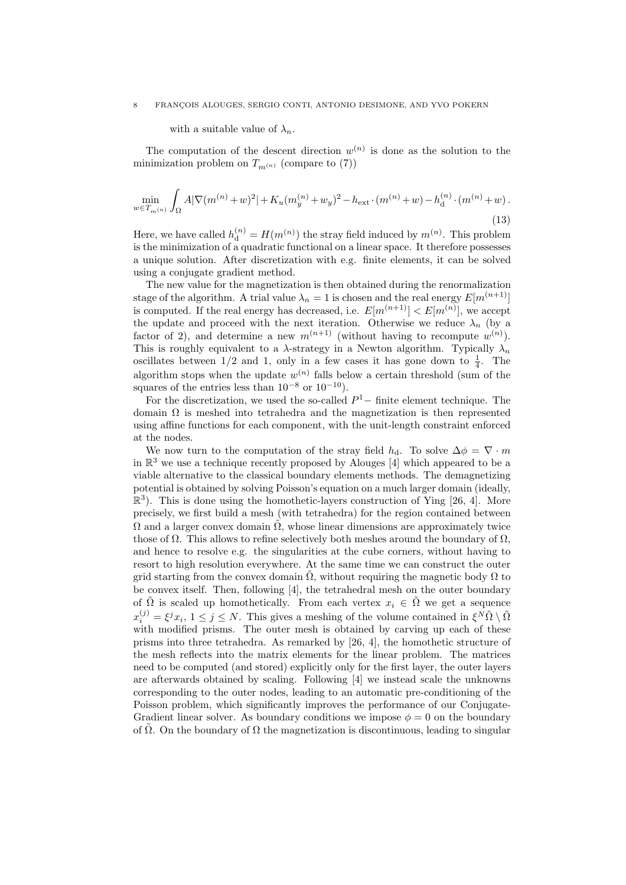with a suitable value of $\lambda_n$.

The computation of the descent direction $w^{(n)}$ is done as the solution to the minimization problem on $T_{m^{(n)}}$ (compare to (7))

$$\min_{w \in T_{m^{(n)}}} \int_\Omega A|\nabla(m^{(n)}+w)^2| + K_u(m_y^{(n)}+w_y)^2 - h_{\text{ext}} \cdot (m^{(n)}+w) - h_{\text{d}}^{(n)} \cdot (m^{(n)}+w)\,. \tag{13}$$

Here, we have called $h_{\text{d}}^{(n)} = H(m^{(n)})$ the stray field induced by $m^{(n)}$. This problem is the minimization of a quadratic functional on a linear space. It therefore possesses a unique solution. After discretization with e.g. finite elements, it can be solved using a conjugate gradient method.

The new value for the magnetization is then obtained during the renormalization stage of the algorithm. A trial value $\lambda_n = 1$ is chosen and the real energy $E[m^{(n+1)}]$ is computed. If the real energy has decreased, i.e. $E[m^{(n+1)}] < E[m^{(n)}]$, we accept the update and proceed with the next iteration. Otherwise we reduce $\lambda_n$ (by a factor of 2), and determine a new $m^{(n+1)}$ (without having to recompute $w^{(n)}$). This is roughly equivalent to a $\lambda$-strategy in a Newton algorithm. Typically $\lambda_n$ oscillates between $1/2$ and 1, only in a few cases it has gone down to $\frac{1}{4}$. The algorithm stops when the update $w^{(n)}$ falls below a certain threshold (sum of the squares of the entries less than $10^{-8}$ or $10^{-10}$).

For the discretization, we used the so-called $P^1-$ finite element technique. The domain $\Omega$ is meshed into tetrahedra and the magnetization is then represented using affine functions for each component, with the unit-length constraint enforced at the nodes.

We now turn to the computation of the stray field $h_{\text{d}}$. To solve $\Delta\phi = \nabla \cdot m$ in $\mathbb{R}^3$ we use a technique recently proposed by Alouges [4] which appeared to be a viable alternative to the classical boundary elements methods. The demagnetizing potential is obtained by solving Poisson's equation on a much larger domain (ideally, $\mathbb{R}^3$). This is done using the homothetic-layers construction of Ying [26, 4]. More precisely, we first build a mesh (with tetrahedra) for the region contained between $\Omega$ and a larger convex domain $\tilde{\Omega}$, whose linear dimensions are approximately twice those of $\Omega$. This allows to refine selectively both meshes around the boundary of $\Omega$, and hence to resolve e.g. the singularities at the cube corners, without having to resort to high resolution everywhere. At the same time we can construct the outer grid starting from the convex domain $\tilde{\Omega}$, without requiring the magnetic body $\Omega$ to be convex itself. Then, following [4], the tetrahedral mesh on the outer boundary of $\tilde{\Omega}$ is scaled up homothetically. From each vertex $x_i \in \tilde{\Omega}$ we get a sequence $x_i^{(j)} = \xi^j x_i$, $1 \leq j \leq N$. This gives a meshing of the volume contained in $\xi^N\tilde{\Omega} \setminus \tilde{\Omega}$ with modified prisms. The outer mesh is obtained by carving up each of these prisms into three tetrahedra. As remarked by [26, 4], the homothetic structure of the mesh reflects into the matrix elements for the linear problem. The matrices need to be computed (and stored) explicitly only for the first layer, the outer layers are afterwards obtained by scaling. Following [4] we instead scale the unknowns corresponding to the outer nodes, leading to an automatic pre-conditioning of the Poisson problem, which significantly improves the performance of our Conjugate-Gradient linear solver. As boundary conditions we impose $\phi = 0$ on the boundary of $\tilde{\Omega}$. On the boundary of $\Omega$ the magnetization is discontinuous, leading to singular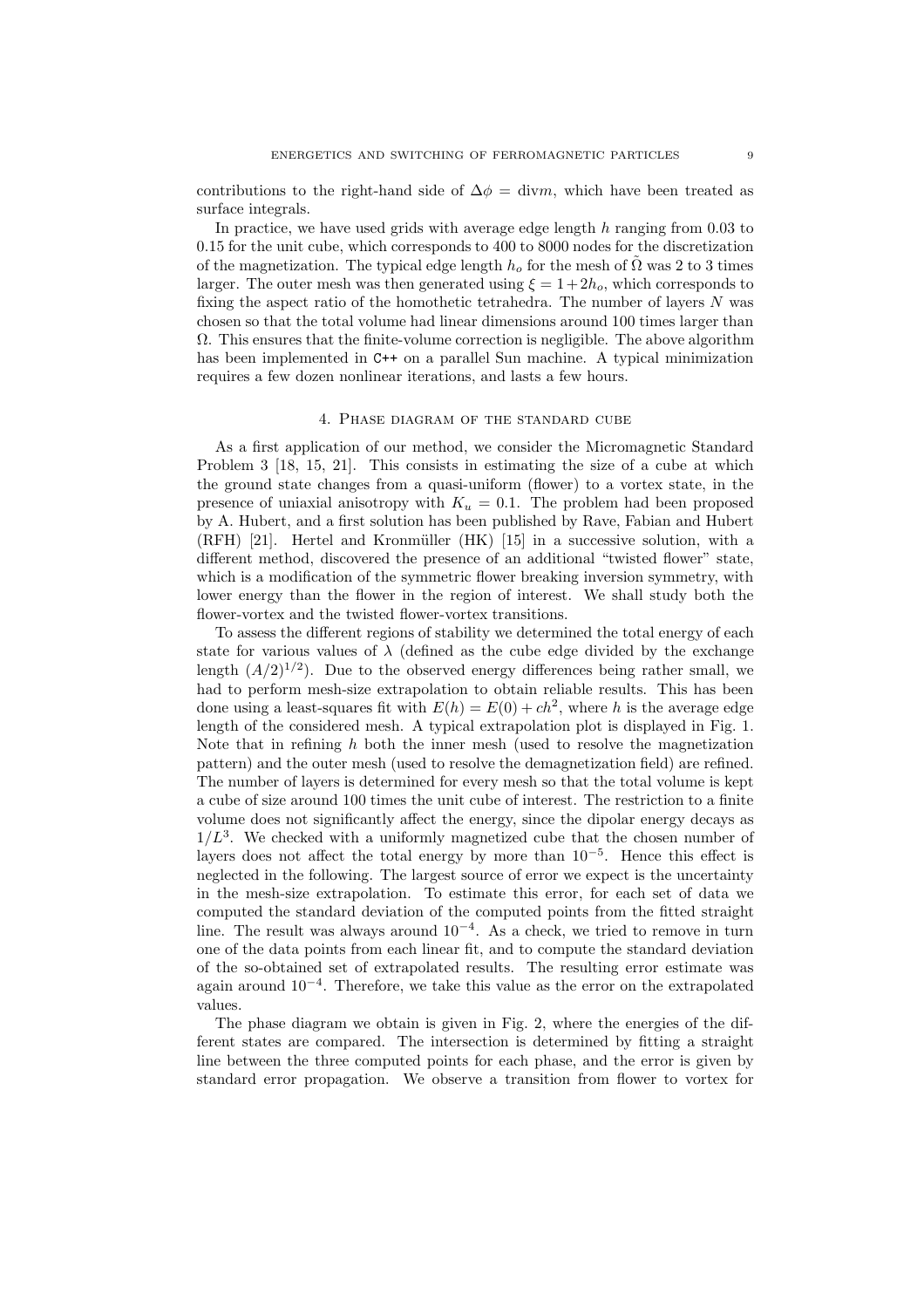contributions to the right-hand side of $\Delta\phi = \mathrm{div} m$, which have been treated as surface integrals.

In practice, we have used grids with average edge length $h$ ranging from 0.03 to 0.15 for the unit cube, which corresponds to 400 to 8000 nodes for the discretization of the magnetization. The typical edge length $h_o$ for the mesh of $\tilde{\Omega}$ was 2 to 3 times larger. The outer mesh was then generated using $\xi = 1+2h_o$, which corresponds to fixing the aspect ratio of the homothetic tetrahedra. The number of layers $N$ was chosen so that the total volume had linear dimensions around 100 times larger than $\Omega$. This ensures that the finite-volume correction is negligible. The above algorithm has been implemented in C++ on a parallel Sun machine. A typical minimization requires a few dozen nonlinear iterations, and lasts a few hours.

## 4. Phase diagram of the standard cube

As a first application of our method, we consider the Micromagnetic Standard Problem 3 [18, 15, 21]. This consists in estimating the size of a cube at which the ground state changes from a quasi-uniform (flower) to a vortex state, in the presence of uniaxial anisotropy with $K_u = 0.1$. The problem had been proposed by A. Hubert, and a first solution has been published by Rave, Fabian and Hubert (RFH) [21]. Hertel and Kronmüller (HK) [15] in a successive solution, with a different method, discovered the presence of an additional "twisted flower" state, which is a modification of the symmetric flower breaking inversion symmetry, with lower energy than the flower in the region of interest. We shall study both the flower-vortex and the twisted flower-vortex transitions.

To assess the different regions of stability we determined the total energy of each state for various values of $\lambda$ (defined as the cube edge divided by the exchange length $(A/2)^{1/2}$). Due to the observed energy differences being rather small, we had to perform mesh-size extrapolation to obtain reliable results. This has been done using a least-squares fit with $E(h) = E(0) + ch^2$, where $h$ is the average edge length of the considered mesh. A typical extrapolation plot is displayed in Fig. 1. Note that in refining $h$ both the inner mesh (used to resolve the magnetization pattern) and the outer mesh (used to resolve the demagnetization field) are refined. The number of layers is determined for every mesh so that the total volume is kept a cube of size around 100 times the unit cube of interest. The restriction to a finite volume does not significantly affect the energy, since the dipolar energy decays as $1/L^3$. We checked with a uniformly magnetized cube that the chosen number of layers does not affect the total energy by more than $10^{-5}$. Hence this effect is neglected in the following. The largest source of error we expect is the uncertainty in the mesh-size extrapolation. To estimate this error, for each set of data we computed the standard deviation of the computed points from the fitted straight line. The result was always around $10^{-4}$. As a check, we tried to remove in turn one of the data points from each linear fit, and to compute the standard deviation of the so-obtained set of extrapolated results. The resulting error estimate was again around $10^{-4}$. Therefore, we take this value as the error on the extrapolated values.

The phase diagram we obtain is given in Fig. 2, where the energies of the different states are compared. The intersection is determined by fitting a straight line between the three computed points for each phase, and the error is given by standard error propagation. We observe a transition from flower to vortex for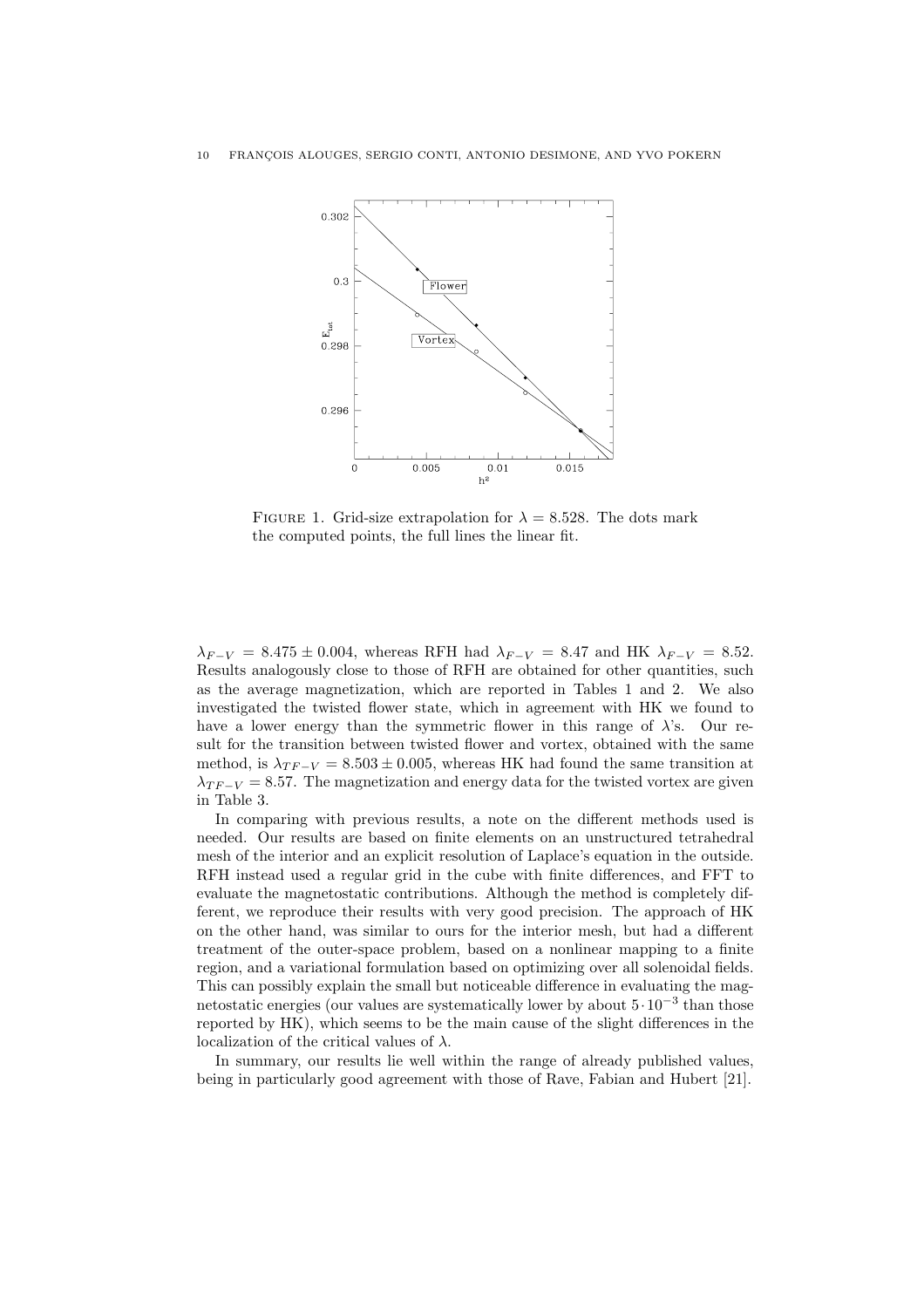FIGURE 1. Grid-size extrapolation for $\lambda = 8.528$. The dots mark the computed points, the full lines the linear fit.

$\lambda_{F-V} = 8.475 \pm 0.004$, whereas RFH had $\lambda_{F-V} = 8.47$ and HK $\lambda_{F-V} = 8.52$. Results analogously close to those of RFH are obtained for other quantities, such as the average magnetization, which are reported in Tables 1 and 2. We also investigated the twisted flower state, which in agreement with HK we found to have a lower energy than the symmetric flower in this range of $\lambda$'s. Our result for the transition between twisted flower and vortex, obtained with the same method, is $\lambda_{TF-V} = 8.503 \pm 0.005$, whereas HK had found the same transition at $\lambda_{TF-V} = 8.57$. The magnetization and energy data for the twisted vortex are given in Table 3.

In comparing with previous results, a note on the different methods used is needed. Our results are based on finite elements on an unstructured tetrahedral mesh of the interior and an explicit resolution of Laplace's equation in the outside. RFH instead used a regular grid in the cube with finite differences, and FFT to evaluate the magnetostatic contributions. Although the method is completely different, we reproduce their results with very good precision. The approach of HK on the other hand, was similar to ours for the interior mesh, but had a different treatment of the outer-space problem, based on a nonlinear mapping to a finite region, and a variational formulation based on optimizing over all solenoidal fields. This can possibly explain the small but noticeable difference in evaluating the magnetostatic energies (our values are systematically lower by about $5 \cdot 10^{-3}$ than those reported by HK), which seems to be the main cause of the slight differences in the localization of the critical values of $\lambda$.

In summary, our results lie well within the range of already published values, being in particularly good agreement with those of Rave, Fabian and Hubert [21].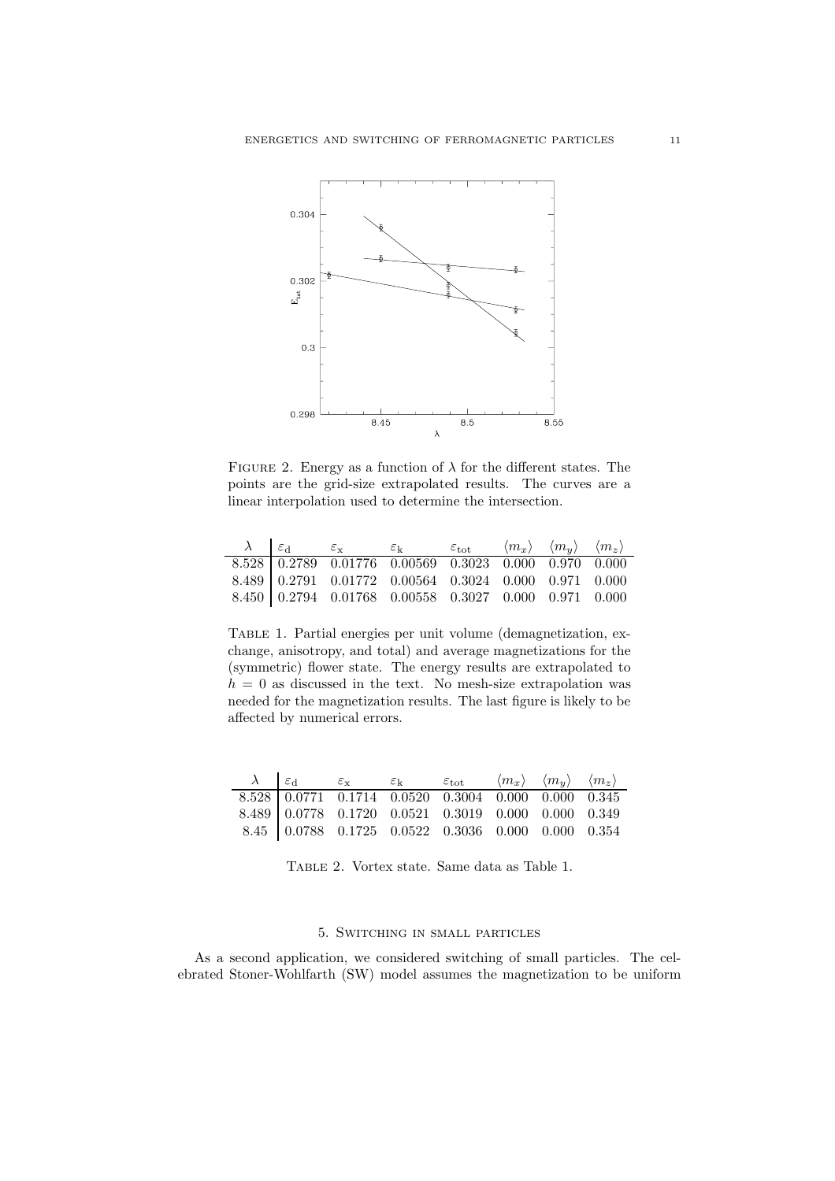FIGURE 2. Energy as a function of $\lambda$ for the different states. The points are the grid-size extrapolated results. The curves are a linear interpolation used to determine the intersection.

| $\lambda$ | $\varepsilon_{\mathrm{d}}$ | $\varepsilon_{\mathrm{x}}$ | $\varepsilon_{\mathrm{k}}$ | $\varepsilon_{\mathrm{tot}}$ | $\langle m_x \rangle$ | $\langle m_y \rangle$ | $\langle m_z \rangle$ |
|---|---|---|---|---|---|---|---|
| 8.528 | 0.2789 | 0.01776 | 0.00569 | 0.3023 | 0.000 | 0.970 | 0.000 |
| 8.489 | 0.2791 | 0.01772 | 0.00564 | 0.3024 | 0.000 | 0.971 | 0.000 |
| 8.450 | 0.2794 | 0.01768 | 0.00558 | 0.3027 | 0.000 | 0.971 | 0.000 |

TABLE 1. Partial energies per unit volume (demagnetization, exchange, anisotropy, and total) and average magnetizations for the (symmetric) flower state. The energy results are extrapolated to $h = 0$ as discussed in the text. No mesh-size extrapolation was needed for the magnetization results. The last figure is likely to be affected by numerical errors.

| $\lambda$ | $\varepsilon_{\mathrm{d}}$ | $\varepsilon_{\mathrm{x}}$ | $\varepsilon_{\mathrm{k}}$ | $\varepsilon_{\mathrm{tot}}$ | $\langle m_x \rangle$ | $\langle m_y \rangle$ | $\langle m_z \rangle$ |
|---|---|---|---|---|---|---|---|
| 8.528 | 0.0771 | 0.1714 | 0.0520 | 0.3004 | 0.000 | 0.000 | 0.345 |
| 8.489 | 0.0778 | 0.1720 | 0.0521 | 0.3019 | 0.000 | 0.000 | 0.349 |
| 8.45 | 0.0788 | 0.1725 | 0.0522 | 0.3036 | 0.000 | 0.000 | 0.354 |

TABLE 2. Vortex state. Same data as Table 1.

## 5. SWITCHING IN SMALL PARTICLES

As a second application, we considered switching of small particles. The celebrated Stoner-Wohlfarth (SW) model assumes the magnetization to be uniform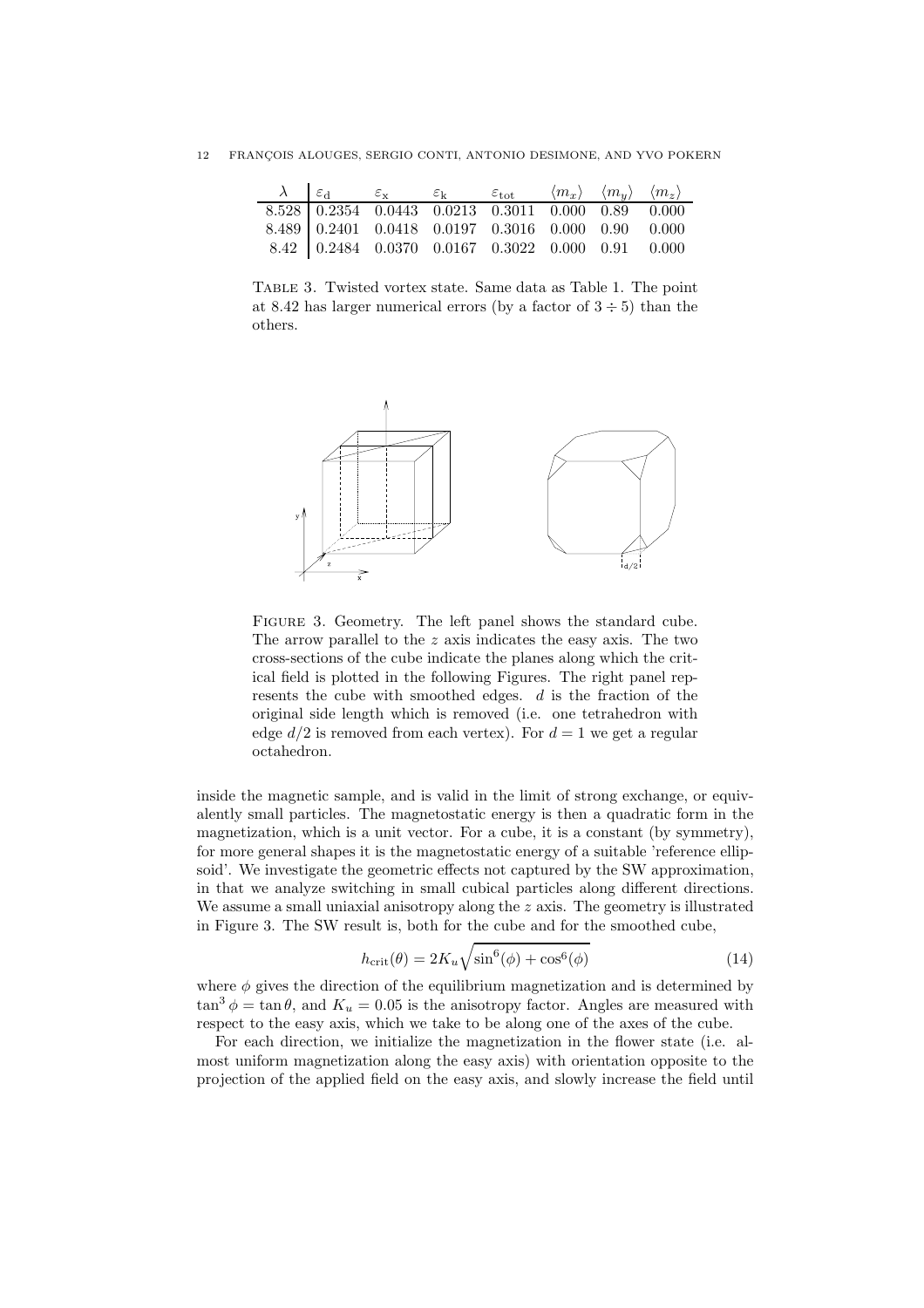| $\lambda$ | $\varepsilon_{\mathrm{d}}$ | $\varepsilon_{\mathrm{x}}$ | $\varepsilon_{\mathrm{k}}$ | $\varepsilon_{\mathrm{tot}}$ | $\langle m_x \rangle$ | $\langle m_y \rangle$ | $\langle m_z \rangle$ |
|---|---|---|---|---|---|---|---|
| 8.528 | 0.2354 | 0.0443 | 0.0213 | 0.3011 | 0.000 | 0.89 | 0.000 |
| 8.489 | 0.2401 | 0.0418 | 0.0197 | 0.3016 | 0.000 | 0.90 | 0.000 |
| 8.42 | 0.2484 | 0.0370 | 0.0167 | 0.3022 | 0.000 | 0.91 | 0.000 |

Table 3. Twisted vortex state. Same data as Table 1. The point at 8.42 has larger numerical errors (by a factor of $3 \div 5$) than the others.

Figure 3. Geometry. The left panel shows the standard cube. The arrow parallel to the $z$ axis indicates the easy axis. The two cross-sections of the cube indicate the planes along which the critical field is plotted in the following Figures. The right panel represents the cube with smoothed edges. $d$ is the fraction of the original side length which is removed (i.e. one tetrahedron with edge $d/2$ is removed from each vertex). For $d = 1$ we get a regular octahedron.

inside the magnetic sample, and is valid in the limit of strong exchange, or equivalently small particles. The magnetostatic energy is then a quadratic form in the magnetization, which is a unit vector. For a cube, it is a constant (by symmetry), for more general shapes it is the magnetostatic energy of a suitable 'reference ellipsoid'. We investigate the geometric effects not captured by the SW approximation, in that we analyze switching in small cubical particles along different directions. We assume a small uniaxial anisotropy along the $z$ axis. The geometry is illustrated in Figure 3. The SW result is, both for the cube and for the smoothed cube,

$$h_{\mathrm{crit}}(\theta) = 2K_u \sqrt{\sin^6(\phi) + \cos^6(\phi)} \tag{14}$$

where $\phi$ gives the direction of the equilibrium magnetization and is determined by $\tan^3 \phi = \tan \theta$, and $K_u = 0.05$ is the anisotropy factor. Angles are measured with respect to the easy axis, which we take to be along one of the axes of the cube.

For each direction, we initialize the magnetization in the flower state (i.e. almost uniform magnetization along the easy axis) with orientation opposite to the projection of the applied field on the easy axis, and slowly increase the field until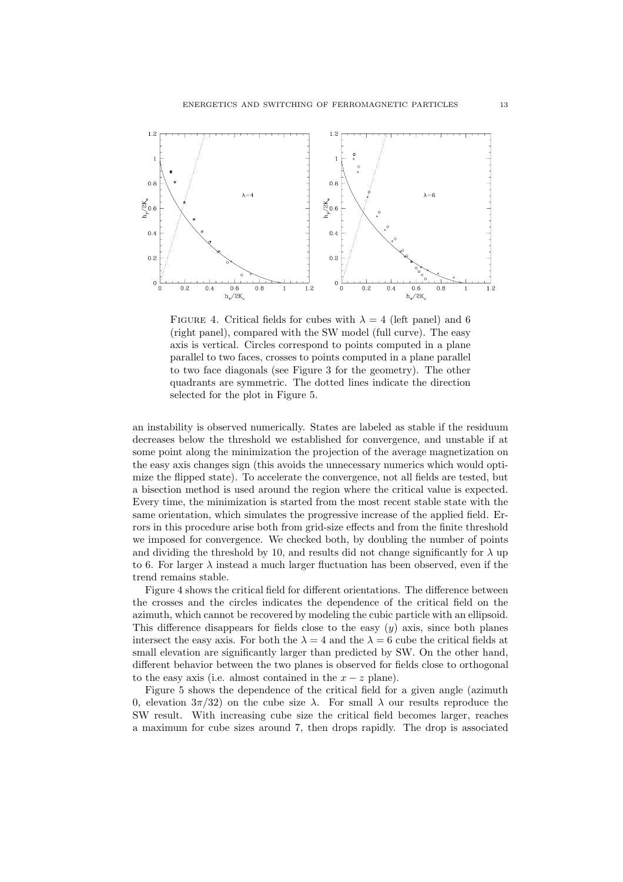FIGURE 4. Critical fields for cubes with $\lambda = 4$ (left panel) and 6 (right panel), compared with the SW model (full curve). The easy axis is vertical. Circles correspond to points computed in a plane parallel to two faces, crosses to points computed in a plane parallel to two face diagonals (see Figure 3 for the geometry). The other quadrants are symmetric. The dotted lines indicate the direction selected for the plot in Figure 5.

an instability is observed numerically. States are labeled as stable if the residuum decreases below the threshold we established for convergence, and unstable if at some point along the minimization the projection of the average magnetization on the easy axis changes sign (this avoids the unnecessary numerics which would optimize the flipped state). To accelerate the convergence, not all fields are tested, but a bisection method is used around the region where the critical value is expected. Every time, the minimization is started from the most recent stable state with the same orientation, which simulates the progressive increase of the applied field. Errors in this procedure arise both from grid-size effects and from the finite threshold we imposed for convergence. We checked both, by doubling the number of points and dividing the threshold by 10, and results did not change significantly for $\lambda$ up to 6. For larger $\lambda$ instead a much larger fluctuation has been observed, even if the trend remains stable.

Figure 4 shows the critical field for different orientations. The difference between the crosses and the circles indicates the dependence of the critical field on the azimuth, which cannot be recovered by modeling the cubic particle with an ellipsoid. This difference disappears for fields close to the easy ($y$) axis, since both planes intersect the easy axis. For both the $\lambda = 4$ and the $\lambda = 6$ cube the critical fields at small elevation are significantly larger than predicted by SW. On the other hand, different behavior between the two planes is observed for fields close to orthogonal to the easy axis (i.e. almost contained in the $x - z$ plane).

Figure 5 shows the dependence of the critical field for a given angle (azimuth 0, elevation $3\pi/32$) on the cube size $\lambda$. For small $\lambda$ our results reproduce the SW result. With increasing cube size the critical field becomes larger, reaches a maximum for cube sizes around 7, then drops rapidly. The drop is associated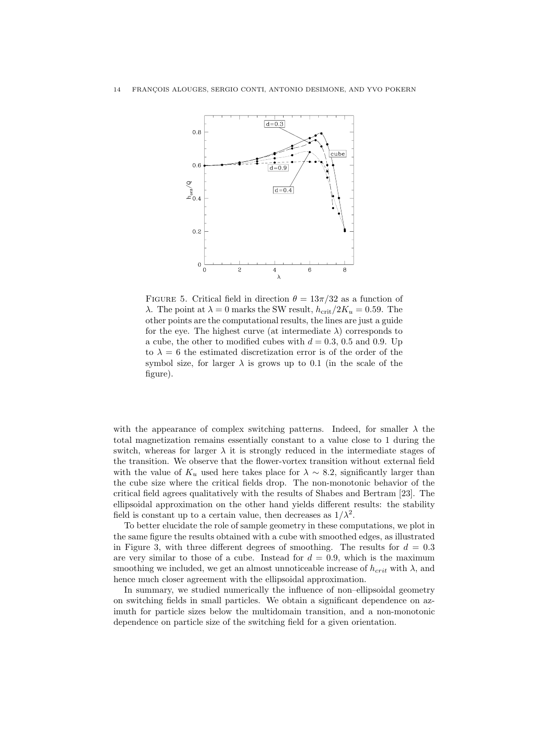FIGURE 5. Critical field in direction $\theta = 13\pi/32$ as a function of $\lambda$. The point at $\lambda = 0$ marks the SW result, $h_{\text{crit}}/2K_u = 0.59$. The other points are the computational results, the lines are just a guide for the eye. The highest curve (at intermediate $\lambda$) corresponds to a cube, the other to modified cubes with $d = 0.3$, $0.5$ and $0.9$. Up to $\lambda = 6$ the estimated discretization error is of the order of the symbol size, for larger $\lambda$ is grows up to 0.1 (in the scale of the figure).

with the appearance of complex switching patterns. Indeed, for smaller $\lambda$ the total magnetization remains essentially constant to a value close to 1 during the switch, whereas for larger $\lambda$ it is strongly reduced in the intermediate stages of the transition. We observe that the flower-vortex transition without external field with the value of $K_u$ used here takes place for $\lambda \sim 8.2$, significantly larger than the cube size where the critical fields drop. The non-monotonic behavior of the critical field agrees qualitatively with the results of Shabes and Bertram [23]. The ellipsoidal approximation on the other hand yields different results: the stability field is constant up to a certain value, then decreases as $1/\lambda^2$.

To better elucidate the role of sample geometry in these computations, we plot in the same figure the results obtained with a cube with smoothed edges, as illustrated in Figure 3, with three different degrees of smoothing. The results for $d = 0.3$ are very similar to those of a cube. Instead for $d = 0.9$, which is the maximum smoothing we included, we get an almost unnoticeable increase of $h_{crit}$ with $\lambda$, and hence much closer agreement with the ellipsoidal approximation.

In summary, we studied numerically the influence of non–ellipsoidal geometry on switching fields in small particles. We obtain a significant dependence on azimuth for particle sizes below the multidomain transition, and a non-monotonic dependence on particle size of the switching field for a given orientation.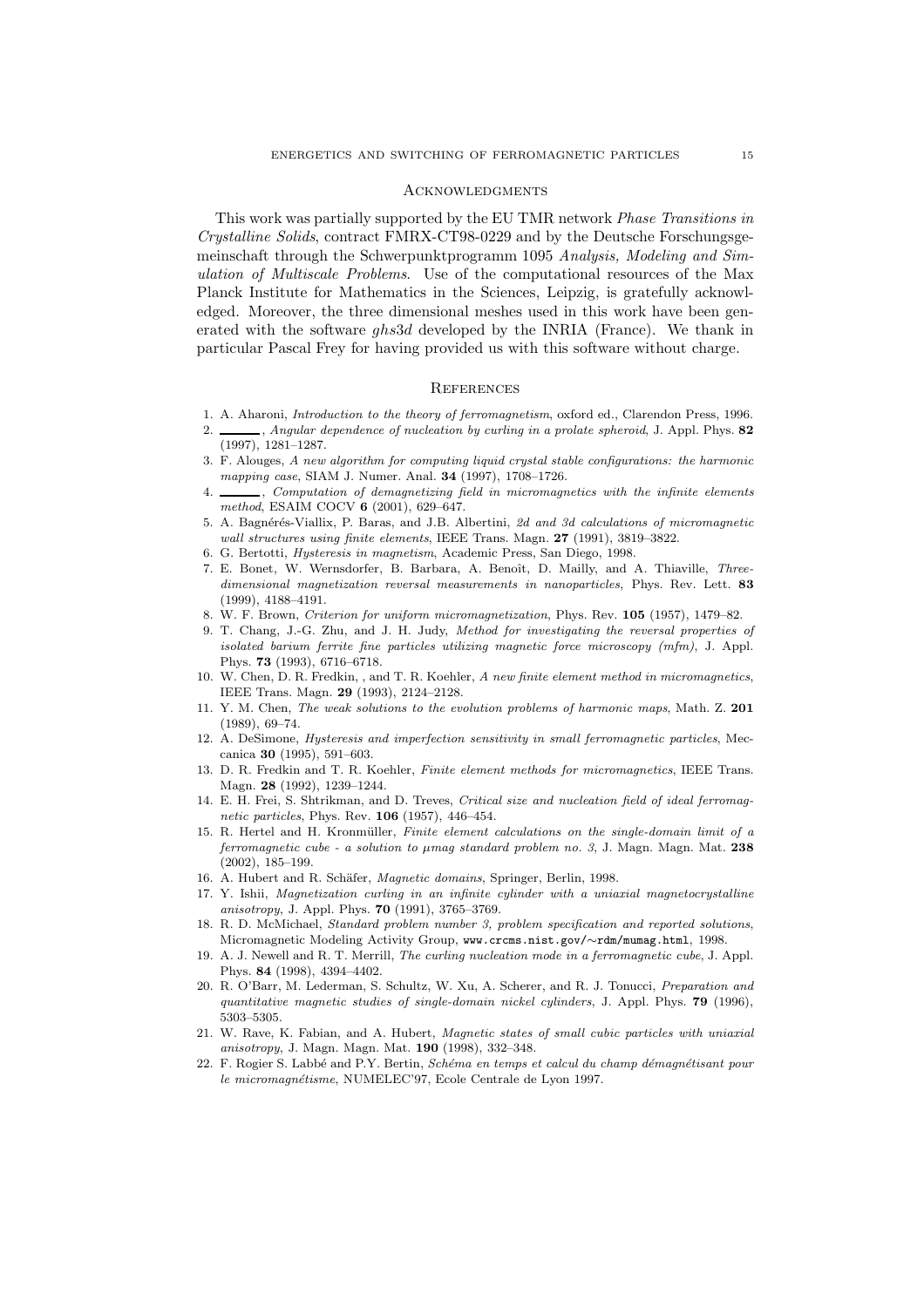## Acknowledgments

This work was partially supported by the EU TMR network *Phase Transitions in Crystalline Solids*, contract FMRX-CT98-0229 and by the Deutsche Forschungsgemeinschaft through the Schwerpunktprogramm 1095 *Analysis, Modeling and Simulation of Multiscale Problems*. Use of the computational resources of the Max Planck Institute for Mathematics in the Sciences, Leipzig, is gratefully acknowledged. Moreover, the three dimensional meshes used in this work have been generated with the software *ghs3d* developed by the INRIA (France). We thank in particular Pascal Frey for having provided us with this software without charge.

## References

1. A. Aharoni, *Introduction to the theory of ferromagnetism*, oxford ed., Clarendon Press, 1996.
2. ______, *Angular dependence of nucleation by curling in a prolate spheroid*, J. Appl. Phys. **82** (1997), 1281–1287.
3. F. Alouges, *A new algorithm for computing liquid crystal stable configurations: the harmonic mapping case*, SIAM J. Numer. Anal. **34** (1997), 1708–1726.
4. ______, *Computation of demagnetizing field in micromagnetics with the infinite elements method*, ESAIM COCV **6** (2001), 629–647.
5. A. Bagnérés-Viallix, P. Baras, and J.B. Albertini, *2d and 3d calculations of micromagnetic wall structures using finite elements*, IEEE Trans. Magn. **27** (1991), 3819–3822.
6. G. Bertotti, *Hysteresis in magnetism*, Academic Press, San Diego, 1998.
7. E. Bonet, W. Wernsdorfer, B. Barbara, A. Benoît, D. Mailly, and A. Thiaville, *Three-dimensional magnetization reversal measurements in nanoparticles*, Phys. Rev. Lett. **83** (1999), 4188–4191.
8. W. F. Brown, *Criterion for uniform micromagnetization*, Phys. Rev. **105** (1957), 1479–82.
9. T. Chang, J.-G. Zhu, and J. H. Judy, *Method for investigating the reversal properties of isolated barium ferrite fine particles utilizing magnetic force microscopy (mfm)*, J. Appl. Phys. **73** (1993), 6716–6718.
10. W. Chen, D. R. Fredkin, , and T. R. Koehler, *A new finite element method in micromagnetics*, IEEE Trans. Magn. **29** (1993), 2124–2128.
11. Y. M. Chen, *The weak solutions to the evolution problems of harmonic maps*, Math. Z. **201** (1989), 69–74.
12. A. DeSimone, *Hysteresis and imperfection sensitivity in small ferromagnetic particles*, Meccanica **30** (1995), 591–603.
13. D. R. Fredkin and T. R. Koehler, *Finite element methods for micromagnetics*, IEEE Trans. Magn. **28** (1992), 1239–1244.
14. E. H. Frei, S. Shtrikman, and D. Treves, *Critical size and nucleation field of ideal ferromagnetic particles*, Phys. Rev. **106** (1957), 446–454.
15. R. Hertel and H. Kronmüller, *Finite element calculations on the single-domain limit of a ferromagnetic cube - a solution to µmag standard problem no. 3*, J. Magn. Magn. Mat. **238** (2002), 185–199.
16. A. Hubert and R. Schäfer, *Magnetic domains*, Springer, Berlin, 1998.
17. Y. Ishii, *Magnetization curling in an infinite cylinder with a uniaxial magnetocrystalline anisotropy*, J. Appl. Phys. **70** (1991), 3765–3769.
18. R. D. McMichael, *Standard problem number 3, problem specification and reported solutions*, Micromagnetic Modeling Activity Group, `www.crcms.nist.gov/~rdm/mumag.html`, 1998.
19. A. J. Newell and R. T. Merrill, *The curling nucleation mode in a ferromagnetic cube*, J. Appl. Phys. **84** (1998), 4394–4402.
20. R. O'Barr, M. Lederman, S. Schultz, W. Xu, A. Scherer, and R. J. Tonucci, *Preparation and quantitative magnetic studies of single-domain nickel cylinders*, J. Appl. Phys. **79** (1996), 5303–5305.
21. W. Rave, K. Fabian, and A. Hubert, *Magnetic states of small cubic particles with uniaxial anisotropy*, J. Magn. Magn. Mat. **190** (1998), 332–348.
22. F. Rogier S. Labbé and P.Y. Bertin, *Schéma en temps et calcul du champ démagnétisant pour le micromagnétisme*, NUMELEC'97, Ecole Centrale de Lyon 1997.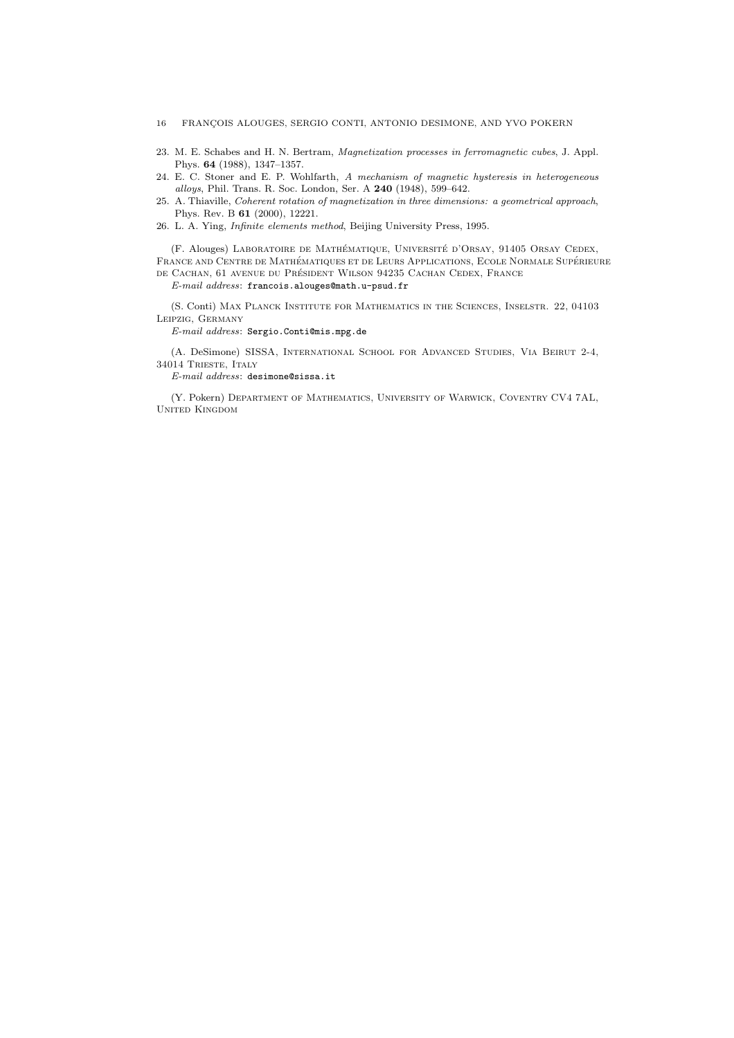23. M. E. Schabes and H. N. Bertram, *Magnetization processes in ferromagnetic cubes*, J. Appl. Phys. **64** (1988), 1347–1357.
24. E. C. Stoner and E. P. Wohlfarth, *A mechanism of magnetic hysteresis in heterogeneous alloys*, Phil. Trans. R. Soc. London, Ser. A **240** (1948), 599–642.
25. A. Thiaville, *Coherent rotation of magnetization in three dimensions: a geometrical approach*, Phys. Rev. B **61** (2000), 12221.
26. L. A. Ying, *Infinite elements method*, Beijing University Press, 1995.

(F. Alouges) Laboratoire de Mathématique, Université d'Orsay, 91405 Orsay Cedex, France and Centre de Mathématiques et de Leurs Applications, Ecole Normale Supérieure de Cachan, 61 avenue du Président Wilson 94235 Cachan Cedex, France

*E-mail address*: francois.alouges@math.u-psud.fr

(S. Conti) Max Planck Institute for Mathematics in the Sciences, Inselstr. 22, 04103 Leipzig, Germany

*E-mail address*: Sergio.Conti@mis.mpg.de

(A. DeSimone) SISSA, International School for Advanced Studies, Via Beirut 2-4, 34014 Trieste, Italy

*E-mail address*: desimone@sissa.it

(Y. Pokern) Department of Mathematics, University of Warwick, Coventry CV4 7AL, United Kingdom